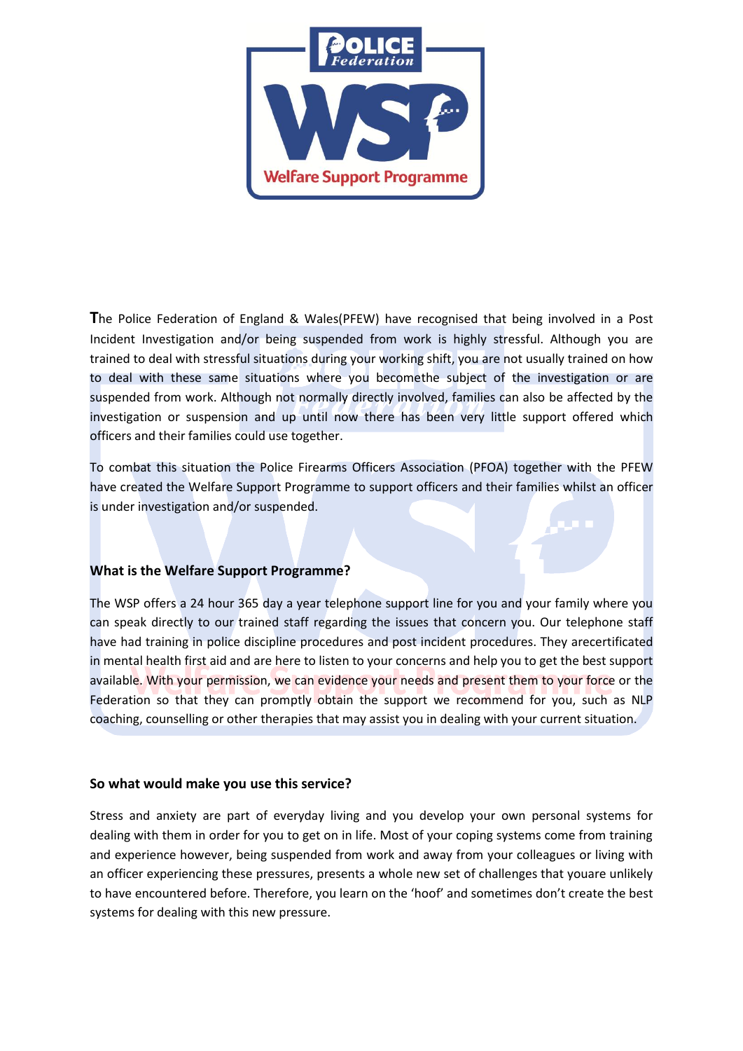**T**he Police Federation of England & Wales(PFEW) have recognised that being involved in a Post Incident Investigation and/or being suspended from work is highly stressful. Although you are trained to deal with stressful situations during your working shift, you are not usually trained on how to deal with these same situations where you becomethe subject of the investigation or are suspended from work. Although not normally directly involved, families can also be affected by the investigation or suspension and up until now there has been very little support offered which officers and their families could use together.

To combat this situation the Police Firearms Officers Association (PFOA) together with the PFEW have created the Welfare Support Programme to support officers and their families whilst an officer is under investigation and/or suspended.

## What is the Welfare Support Programme?

The WSP offers a 24 hour 365 day a year telephone support line for you and your family where you can speak directly to our trained staff regarding the issues that concern you. Our telephone staff have had training in police discipline procedures and post incident procedures. They arecertificated in mental health first aid and are here to listen to your concerns and help you to get the best support available. With your permission, we can evidence your needs and present them to your force or the Federation so that they can promptly obtain the support we recommend for you, such as NLP coaching, counselling or other therapies that may assist you in dealing with your current situation.

## So what would make you use this service?

Stress and anxiety are part of everyday living and you develop your own personal systems for dealing with them in order for you to get on in life. Most of your coping systems come from training and experience however, being suspended from work and away from your colleagues or living with an officer experiencing these pressures, presents a whole new set of challenges that youare unlikely to have encountered before. Therefore, you learn on the 'hoof' and sometimes don't create the best systems for dealing with this new pressure.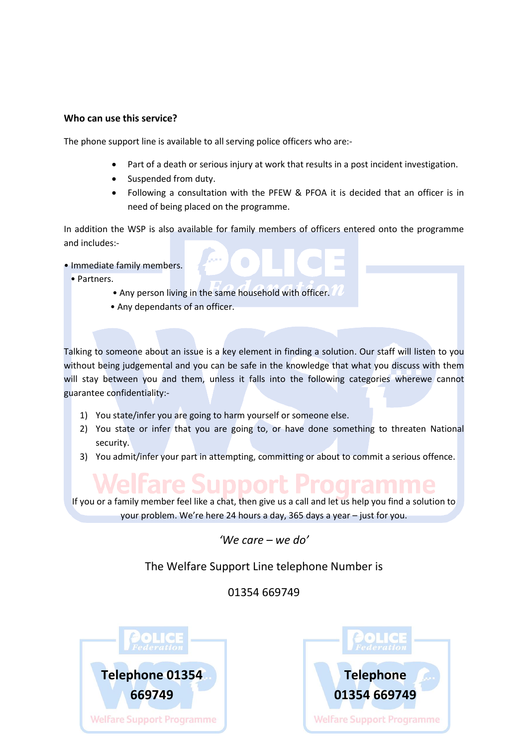**Who can use this service?**

The phone support line is available to all serving police officers who are:-

- Part of a death or serious injury at work that results in a post incident investigation.
- Suspended from duty.
- Following a consultation with the PFEW & PFOA it is decided that an officer is in need of being placed on the programme.

In addition the WSP is also available for family members of officers entered onto the programme and includes:-

- Immediate family members.
- Partners.
- Any person living in the same household with officer.
- Any dependants of an officer.

Talking to someone about an issue is a key element in finding a solution. Our staff will listen to you without being judgemental and you can be safe in the knowledge that what you discuss with them will stay between you and them, unless it falls into the following categories wherewe cannot guarantee confidentiality:-

1) You state/infer you are going to harm yourself or someone else.
2) You state or infer that you are going to, or have done something to threaten National security.
3) You admit/infer your part in attempting, committing or about to commit a serious offence.

If you or a family member feel like a chat, then give us a call and let us help you find a solution to your problem. We're here 24 hours a day, 365 days a year – just for you.

*'We care – we do'*

The Welfare Support Line telephone Number is

01354 669749

**Telephone 01354 669749**

**Telephone 01354 669749**